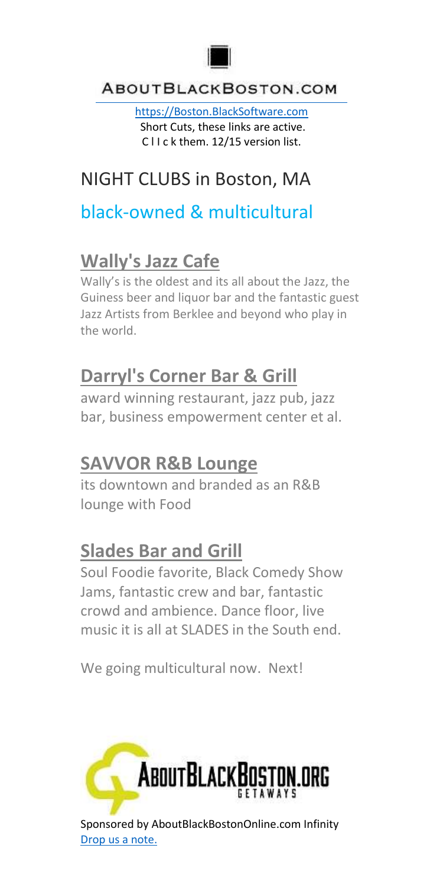ABOUTBLACKBOSTON.COM

https://Boston.BlackSoftware.com

Short Cuts, these links are active.
C l I c k them. 12/15 version list.

# NIGHT CLUBS in Boston, MA

## black-owned & multicultural

### Wally's Jazz Cafe

Wally's is the oldest and its all about the Jazz, the Guiness beer and liquor bar and the fantastic guest Jazz Artists from Berklee and beyond who play in the world.

### Darryl's Corner Bar & Grill

award winning restaurant, jazz pub, jazz bar, business empowerment center et al.

### SAVVOR R&B Lounge

its downtown and branded as an R&B lounge with Food

### Slades Bar and Grill

Soul Foodie favorite, Black Comedy Show Jams, fantastic crew and bar, fantastic crowd and ambience. Dance floor, live music it is all at SLADES in the South end.

We going multicultural now. Next!

ABOUTBLACKBOSTON.ORG GETAWAYS

Sponsored by AboutBlackBostonOnline.com Infinity
Drop us a note.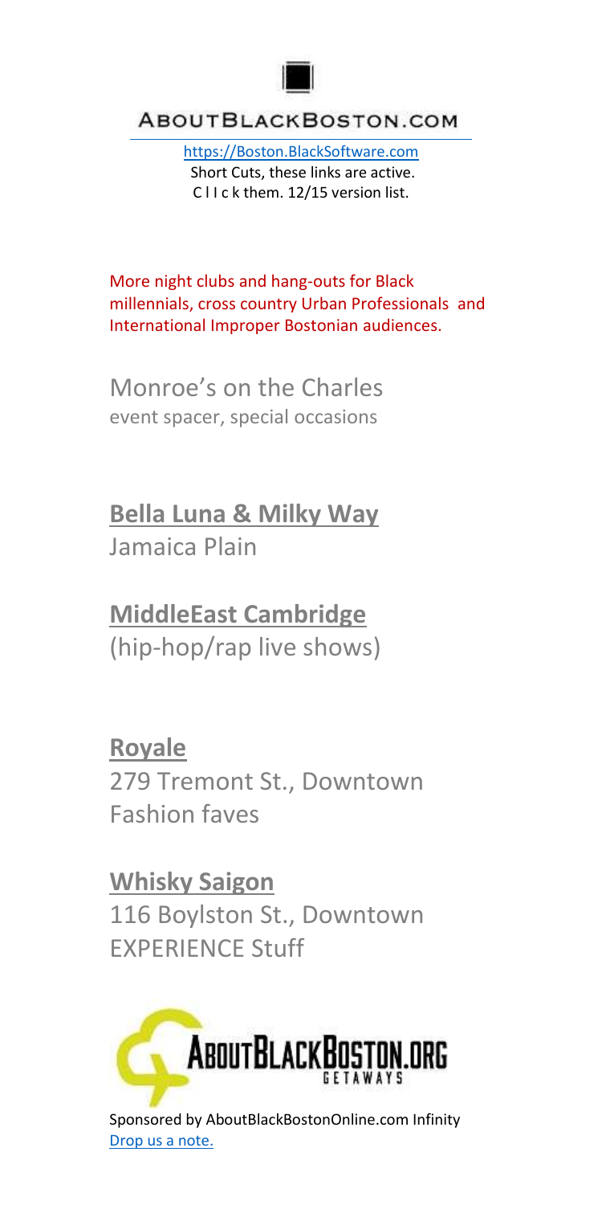ABOUTBLACKBOSTON.COM

https://Boston.BlackSoftware.com
Short Cuts, these links are active.
C l I c k them. 12/15 version list.

More night clubs and hang-outs for Black millennials, cross country Urban Professionals and International Improper Bostonian audiences.

Monroe's on the Charles
event spacer, special occasions

**Bella Luna & Milky Way**
Jamaica Plain

**MiddleEast Cambridge**
(hip-hop/rap live shows)

**Royale**
279 Tremont St., Downtown
Fashion faves

**Whisky Saigon**
116 Boylston St., Downtown
EXPERIENCE Stuff

ABOUTBLACKBOSTON.ORG
GETAWAYS

Sponsored by AboutBlackBostonOnline.com Infinity
Drop us a note.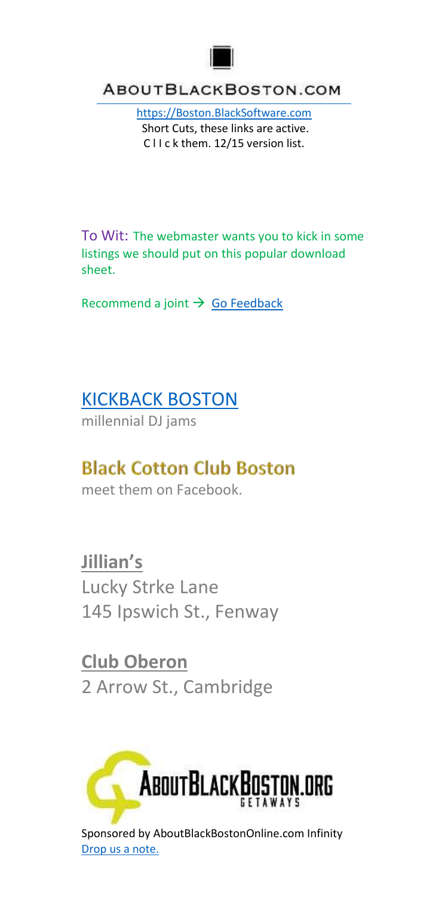# ABOUTBLACKBOSTON.COM

https://Boston.BlackSoftware.com
Short Cuts, these links are active.
C l I c k them. 12/15 version list.

To Wit: The webmaster wants you to kick in some listings we should put on this popular download sheet.

Recommend a joint → Go Feedback

## KICKBACK BOSTON

millennial DJ jams

## Black Cotton Club Boston

meet them on Facebook.

## Jillian's

Lucky Strke Lane
145 Ipswich St., Fenway

## Club Oberon

2 Arrow St., Cambridge

ABOUTBLACKBOSTON.ORG
GETAWAYS

Sponsored by AboutBlackBostonOnline.com Infinity
Drop us a note.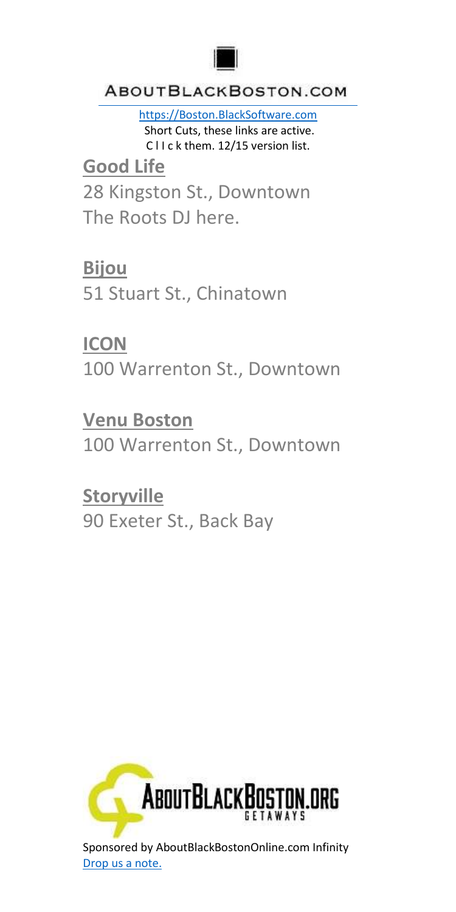ABOUTBLACKBOSTON.COM

https://Boston.BlackSoftware.com

Short Cuts, these links are active.

C l I c k them. 12/15 version list.

**Good Life**

28 Kingston St., Downtown

The Roots DJ here.

**Bijou**

51 Stuart St., Chinatown

**ICON**

100 Warrenton St., Downtown

**Venu Boston**

100 Warrenton St., Downtown

**Storyville**

90 Exeter St., Back Bay

ABOUTBLACKBOSTON.ORG

GETAWAYS

Sponsored by AboutBlackBostonOnline.com Infinity

Drop us a note.